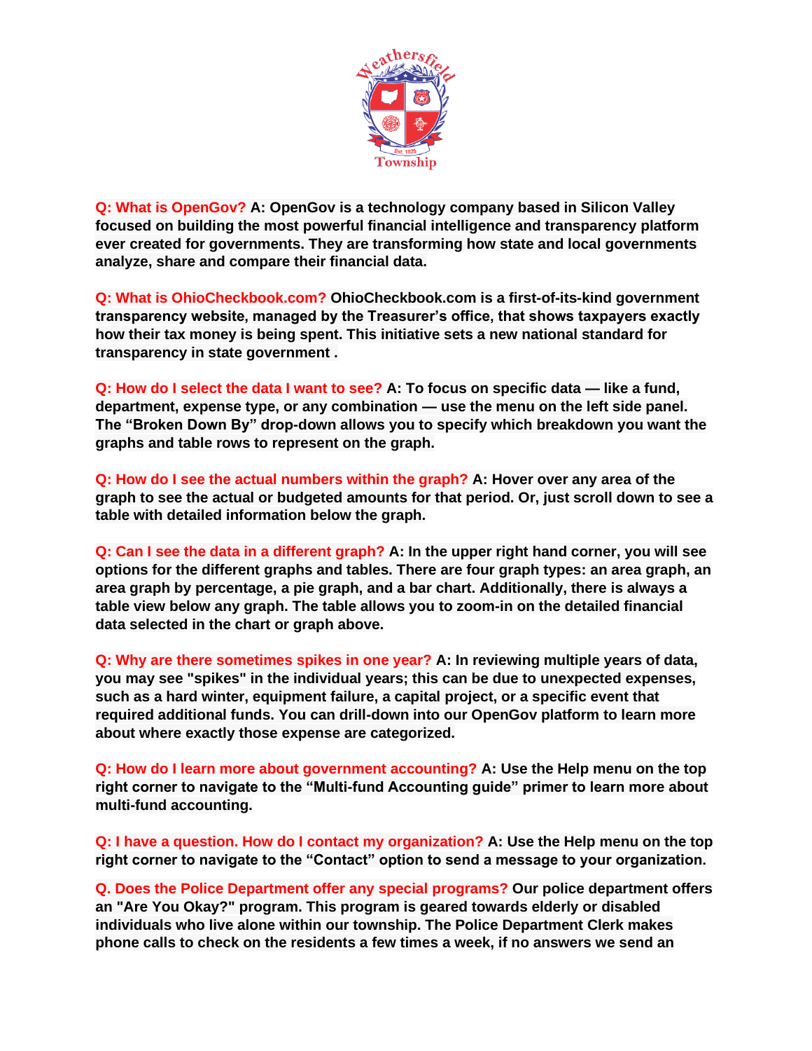**Q: What is OpenGov? A: OpenGov is a technology company based in Silicon Valley focused on building the most powerful financial intelligence and transparency platform ever created for governments. They are transforming how state and local governments analyze, share and compare their financial data.**

**Q: What is OhioCheckbook.com? OhioCheckbook.com is a first-of-its-kind government transparency website, managed by the Treasurer's office, that shows taxpayers exactly how their tax money is being spent. This initiative sets a new national standard for transparency in state government .**

**Q: How do I select the data I want to see? A: To focus on specific data — like a fund, department, expense type, or any combination — use the menu on the left side panel. The "Broken Down By" drop-down allows you to specify which breakdown you want the graphs and table rows to represent on the graph.**

**Q: How do I see the actual numbers within the graph? A: Hover over any area of the graph to see the actual or budgeted amounts for that period. Or, just scroll down to see a table with detailed information below the graph.**

**Q: Can I see the data in a different graph? A: In the upper right hand corner, you will see options for the different graphs and tables. There are four graph types: an area graph, an area graph by percentage, a pie graph, and a bar chart. Additionally, there is always a table view below any graph. The table allows you to zoom-in on the detailed financial data selected in the chart or graph above.**

**Q: Why are there sometimes spikes in one year? A: In reviewing multiple years of data, you may see "spikes" in the individual years; this can be due to unexpected expenses, such as a hard winter, equipment failure, a capital project, or a specific event that required additional funds. You can drill-down into our OpenGov platform to learn more about where exactly those expense are categorized.**

**Q: How do I learn more about government accounting? A: Use the Help menu on the top right corner to navigate to the "Multi-fund Accounting guide" primer to learn more about multi-fund accounting.**

**Q: I have a question. How do I contact my organization? A: Use the Help menu on the top right corner to navigate to the "Contact" option to send a message to your organization.**

**Q. Does the Police Department offer any special programs? Our police department offers an "Are You Okay?" program. This program is geared towards elderly or disabled individuals who live alone within our township. The Police Department Clerk makes phone calls to check on the residents a few times a week, if no answers we send an**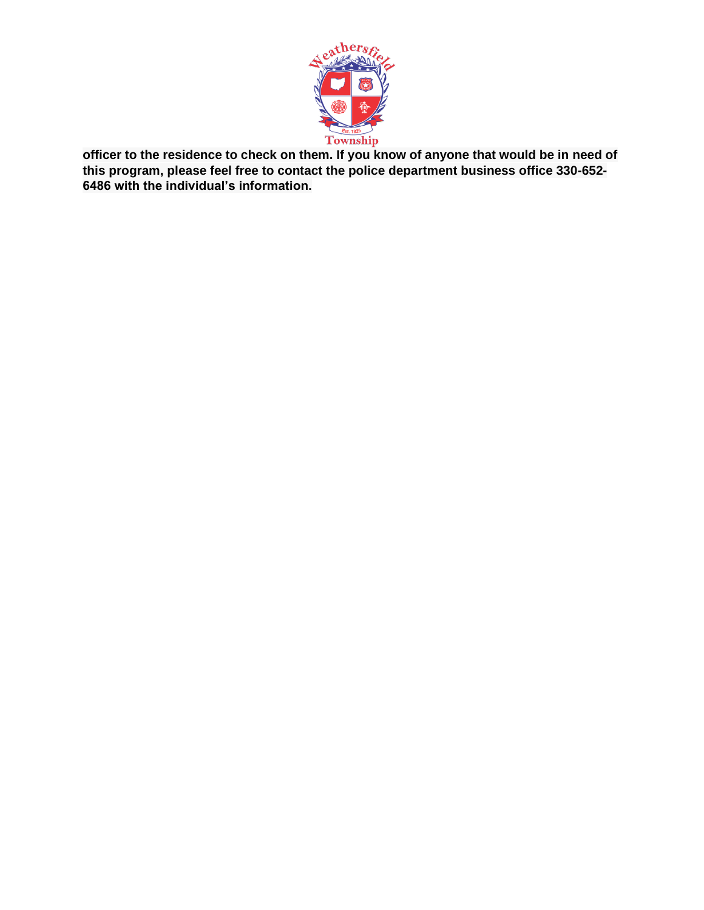**officer to the residence to check on them. If you know of anyone that would be in need of this program, please feel free to contact the police department business office 330-652-6486 with the individual's information.**